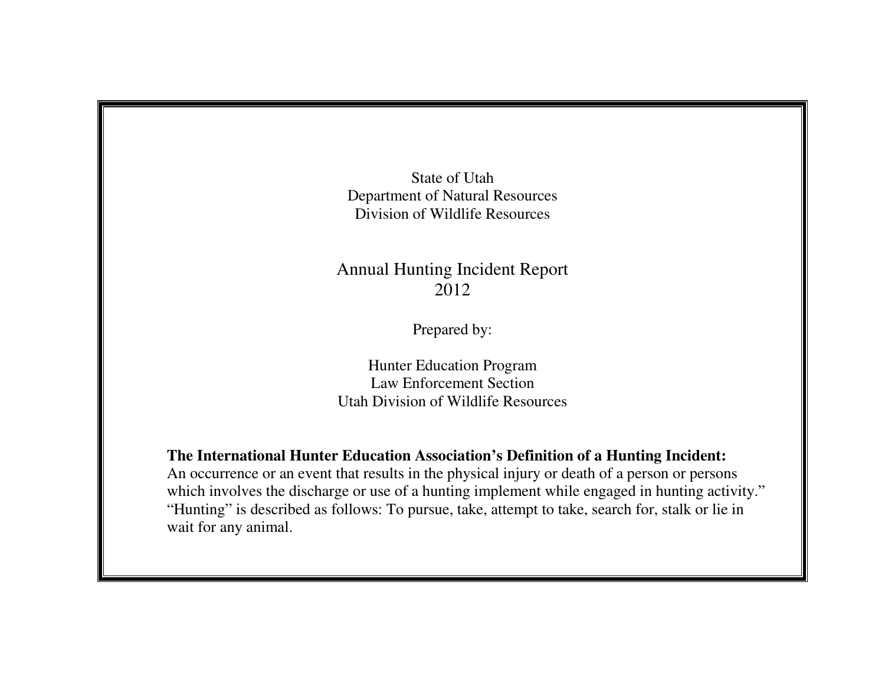State of Utah
Department of Natural Resources
Division of Wildlife Resources

# Annual Hunting Incident Report 2012

Prepared by:

Hunter Education Program
Law Enforcement Section
Utah Division of Wildlife Resources

**The International Hunter Education Association's Definition of a Hunting Incident:**
An occurrence or an event that results in the physical injury or death of a person or persons which involves the discharge or use of a hunting implement while engaged in hunting activity."
"Hunting" is described as follows: To pursue, take, attempt to take, search for, stalk or lie in wait for any animal.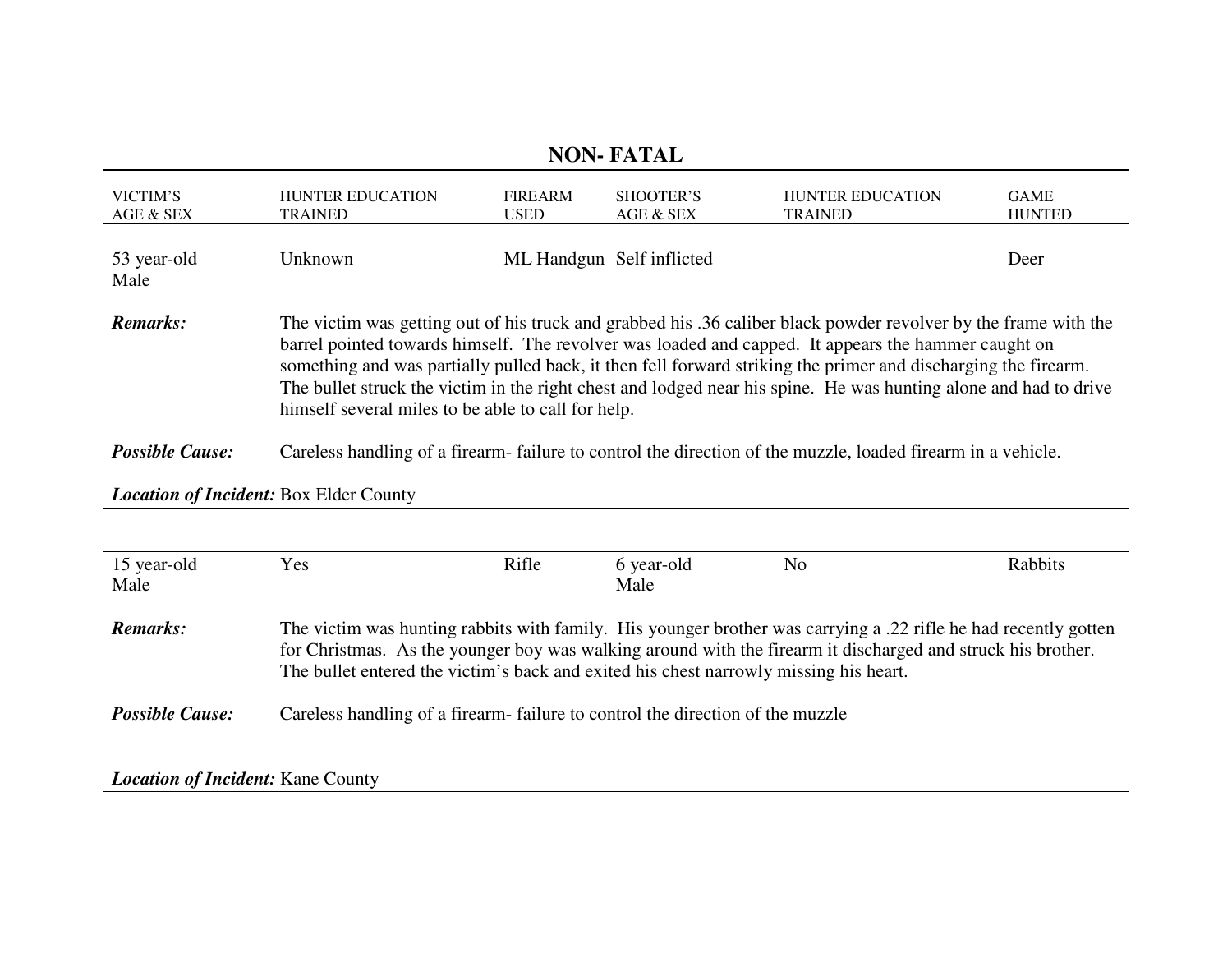## NON- FATAL

| VICTIM'S AGE & SEX | HUNTER EDUCATION TRAINED | FIREARM USED | SHOOTER'S AGE & SEX | HUNTER EDUCATION TRAINED | GAME HUNTED |
|---|---|---|---|---|---|
| 53 year-old Male | Unknown | ML Handgun | Self inflicted | | Deer |

***Remarks:*** The victim was getting out of his truck and grabbed his .36 caliber black powder revolver by the frame with the barrel pointed towards himself. The revolver was loaded and capped. It appears the hammer caught on something and was partially pulled back, it then fell forward striking the primer and discharging the firearm. The bullet struck the victim in the right chest and lodged near his spine. He was hunting alone and had to drive himself several miles to be able to call for help.

***Possible Cause:*** Careless handling of a firearm- failure to control the direction of the muzzle, loaded firearm in a vehicle.

***Location of Incident:*** Box Elder County

| VICTIM'S AGE & SEX | HUNTER EDUCATION TRAINED | FIREARM USED | SHOOTER'S AGE & SEX | HUNTER EDUCATION TRAINED | GAME HUNTED |
|---|---|---|---|---|---|
| 15 year-old Male | Yes | Rifle | 6 year-old Male | No | Rabbits |

***Remarks:*** The victim was hunting rabbits with family. His younger brother was carrying a .22 rifle he had recently gotten for Christmas. As the younger boy was walking around with the firearm it discharged and struck his brother. The bullet entered the victim's back and exited his chest narrowly missing his heart.

***Possible Cause:*** Careless handling of a firearm- failure to control the direction of the muzzle

***Location of Incident:*** Kane County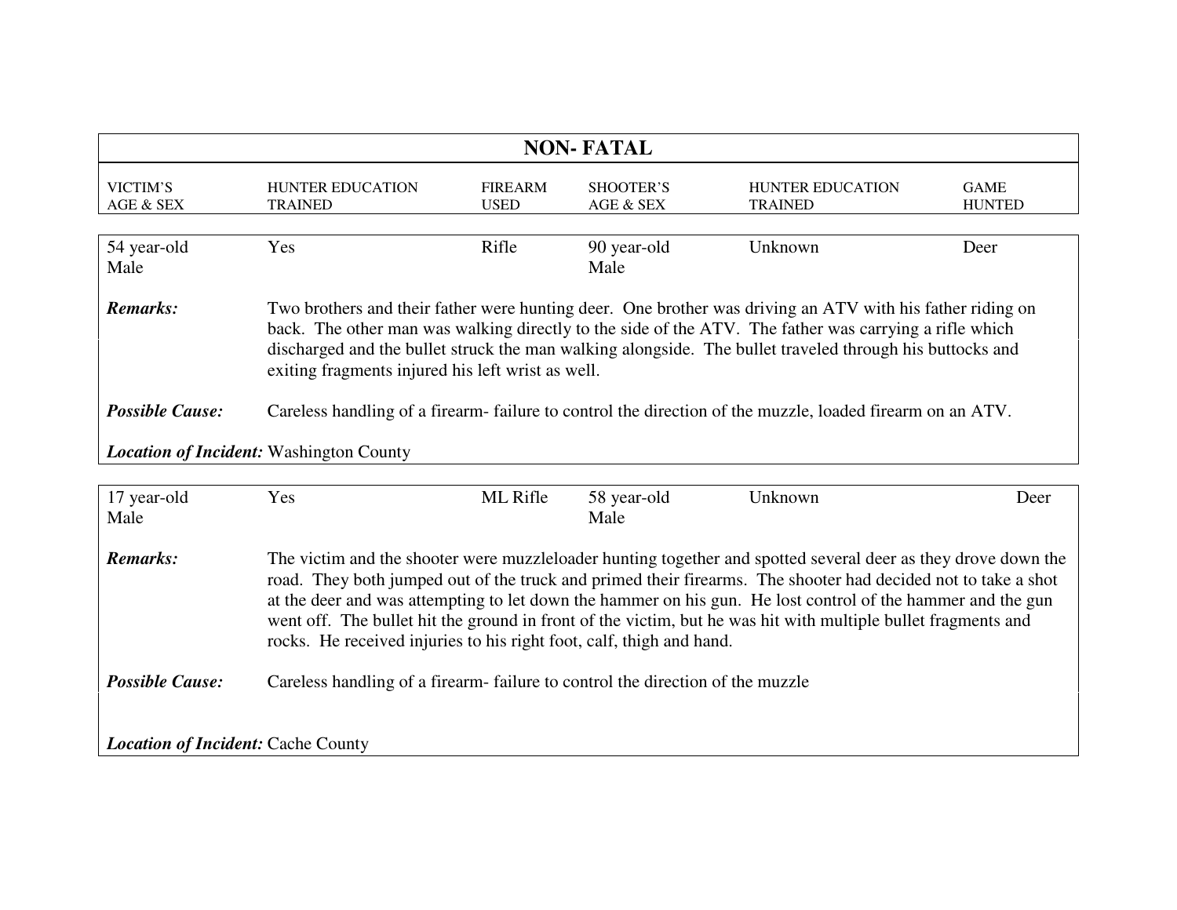## NON- FATAL

| VICTIM'S AGE & SEX | HUNTER EDUCATION TRAINED | FIREARM USED | SHOOTER'S AGE & SEX | HUNTER EDUCATION TRAINED | GAME HUNTED |
|---|---|---|---|---|---|
| 54 year-old Male | Yes | Rifle | 90 year-old Male | Unknown | Deer |

***Remarks:*** Two brothers and their father were hunting deer. One brother was driving an ATV with his father riding on back. The other man was walking directly to the side of the ATV. The father was carrying a rifle which discharged and the bullet struck the man walking alongside. The bullet traveled through his buttocks and exiting fragments injured his left wrist as well.

***Possible Cause:*** Careless handling of a firearm- failure to control the direction of the muzzle, loaded firearm on an ATV.

***Location of Incident:*** Washington County

| VICTIM'S AGE & SEX | HUNTER EDUCATION TRAINED | FIREARM USED | SHOOTER'S AGE & SEX | HUNTER EDUCATION TRAINED | GAME HUNTED |
|---|---|---|---|---|---|
| 17 year-old Male | Yes | ML Rifle | 58 year-old Male | Unknown | Deer |

***Remarks:*** The victim and the shooter were muzzleloader hunting together and spotted several deer as they drove down the road. They both jumped out of the truck and primed their firearms. The shooter had decided not to take a shot at the deer and was attempting to let down the hammer on his gun. He lost control of the hammer and the gun went off. The bullet hit the ground in front of the victim, but he was hit with multiple bullet fragments and rocks. He received injuries to his right foot, calf, thigh and hand.

***Possible Cause:*** Careless handling of a firearm- failure to control the direction of the muzzle

***Location of Incident:*** Cache County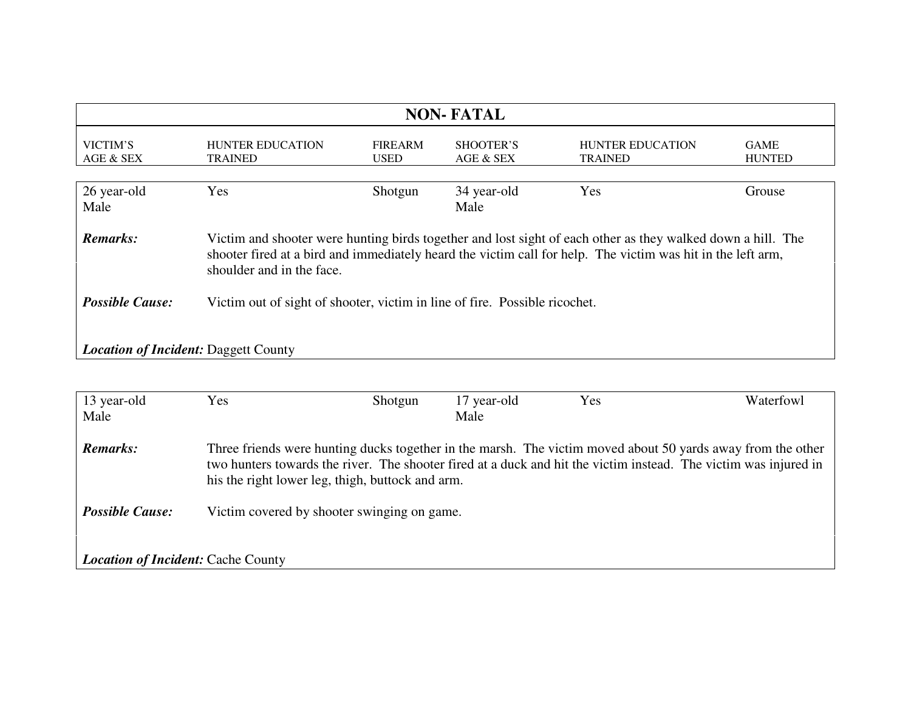## NON- FATAL

| VICTIM'S AGE & SEX | HUNTER EDUCATION TRAINED | FIREARM USED | SHOOTER'S AGE & SEX | HUNTER EDUCATION TRAINED | GAME HUNTED |
|---|---|---|---|---|---|
| 26 year-old Male | Yes | Shotgun | 34 year-old Male | Yes | Grouse |

***Remarks:*** Victim and shooter were hunting birds together and lost sight of each other as they walked down a hill. The shooter fired at a bird and immediately heard the victim call for help. The victim was hit in the left arm, shoulder and in the face.

***Possible Cause:*** Victim out of sight of shooter, victim in line of fire. Possible ricochet.

***Location of Incident:*** Daggett County

| VICTIM'S AGE & SEX | HUNTER EDUCATION TRAINED | FIREARM USED | SHOOTER'S AGE & SEX | HUNTER EDUCATION TRAINED | GAME HUNTED |
|---|---|---|---|---|---|
| 13 year-old Male | Yes | Shotgun | 17 year-old Male | Yes | Waterfowl |

***Remarks:*** Three friends were hunting ducks together in the marsh. The victim moved about 50 yards away from the other two hunters towards the river. The shooter fired at a duck and hit the victim instead. The victim was injured in his the right lower leg, thigh, buttock and arm.

***Possible Cause:*** Victim covered by shooter swinging on game.

***Location of Incident:*** Cache County